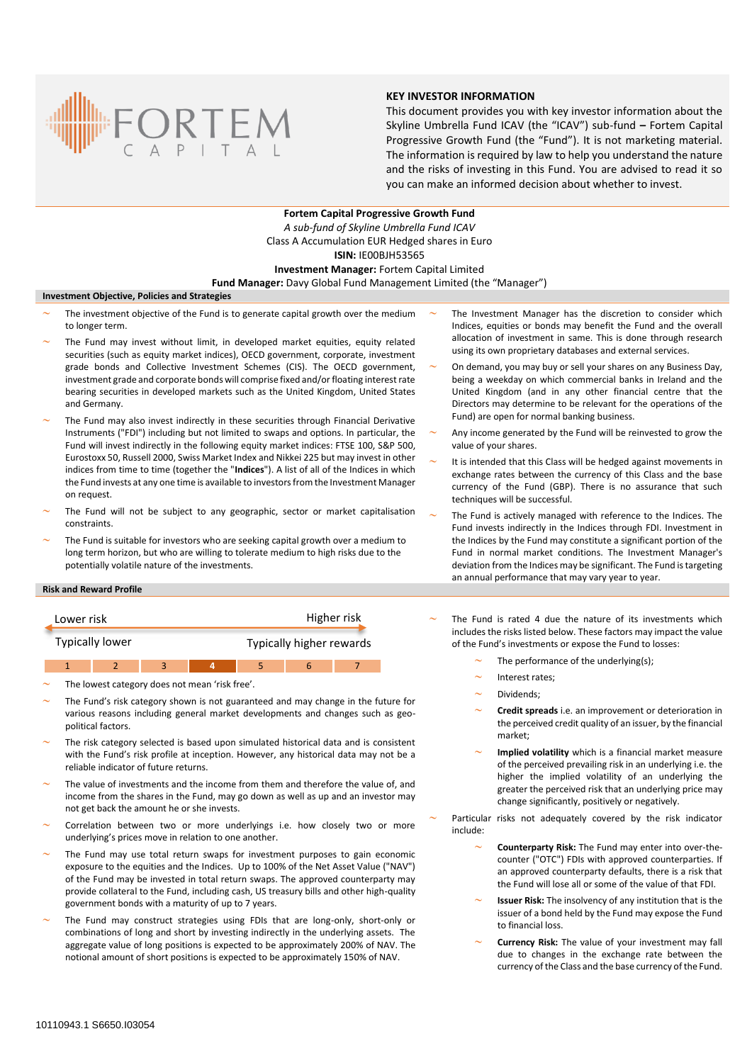FORTEM CAPITAL

**KEY INVESTOR INFORMATION**

This document provides you with key investor information about the Skyline Umbrella Fund ICAV (the "ICAV") sub-fund **–** Fortem Capital Progressive Growth Fund (the "Fund"). It is not marketing material. The information is required by law to help you understand the nature and the risks of investing in this Fund. You are advised to read it so you can make an informed decision about whether to invest.

**Fortem Capital Progressive Growth Fund**
*A sub-fund of Skyline Umbrella Fund ICAV*
Class A Accumulation EUR Hedged shares in Euro
**ISIN:** IE00BJH53565
**Investment Manager:** Fortem Capital Limited
**Fund Manager:** Davy Global Fund Management Limited (the "Manager")

## Investment Objective, Policies and Strategies

- The investment objective of the Fund is to generate capital growth over the medium to longer term.
- The Fund may invest without limit, in developed market equities, equity related securities (such as equity market indices), OECD government, corporate, investment grade bonds and Collective Investment Schemes (CIS). The OECD government, investment grade and corporate bonds will comprise fixed and/or floating interest rate bearing securities in developed markets such as the United Kingdom, United States and Germany.
- The Fund may also invest indirectly in these securities through Financial Derivative Instruments ("FDI") including but not limited to swaps and options. In particular, the Fund will invest indirectly in the following equity market indices: FTSE 100, S&P 500, Eurostoxx 50, Russell 2000, Swiss Market Index and Nikkei 225 but may invest in other indices from time to time (together the "**Indices**"). A list of all of the Indices in which the Fund invests at any one time is available to investors from the Investment Manager on request.
- The Fund will not be subject to any geographic, sector or market capitalisation constraints.
- The Fund is suitable for investors who are seeking capital growth over a medium to long term horizon, but who are willing to tolerate medium to high risks due to the potentially volatile nature of the investments.
- The Investment Manager has the discretion to consider which Indices, equities or bonds may benefit the Fund and the overall allocation of investment in same. This is done through research using its own proprietary databases and external services.
- On demand, you may buy or sell your shares on any Business Day, being a weekday on which commercial banks in Ireland and the United Kingdom (and in any other financial centre that the Directors may determine to be relevant for the operations of the Fund) are open for normal banking business.
- Any income generated by the Fund will be reinvested to grow the value of your shares.
- It is intended that this Class will be hedged against movements in exchange rates between the currency of this Class and the base currency of the Fund (GBP). There is no assurance that such techniques will be successful.
- The Fund is actively managed with reference to the Indices. The Fund invests indirectly in the Indices through FDI. Investment in the Indices by the Fund may constitute a significant portion of the Fund in normal market conditions. The Investment Manager's deviation from the Indices may be significant. The Fund is targeting an annual performance that may vary year to year.

## Risk and Reward Profile

| Lower risk | | | | | | Higher risk |
|---|---|---|---|---|---|---|
| Typically lower | | | | | | Typically higher rewards |
| 1 | 2 | 3 | **4** | 5 | 6 | 7 |

- The lowest category does not mean 'risk free'.
- The Fund's risk category shown is not guaranteed and may change in the future for various reasons including general market developments and changes such as geo-political factors.
- The risk category selected is based upon simulated historical data and is consistent with the Fund's risk profile at inception. However, any historical data may not be a reliable indicator of future returns.
- The value of investments and the income from them and therefore the value of, and income from the shares in the Fund, may go down as well as up and an investor may not get back the amount he or she invested.
- Correlation between two or more underlyings i.e. how closely two or more underlying's prices move in relation to one another.
- The Fund may use total return swaps for investment purposes to gain economic exposure to the equities and the Indices. Up to 100% of the Net Asset Value ("NAV") of the Fund may be invested in total return swaps. The approved counterparty may provide collateral to the Fund, including cash, US treasury bills and other high-quality government bonds with a maturity of up to 7 years.
- The Fund may construct strategies using FDIs that are long-only, short-only or combinations of long and short by investing indirectly in the underlying assets. The aggregate value of long positions is expected to be approximately 200% of NAV. The notional amount of short positions is expected to be approximately 150% of NAV.
- The Fund is rated 4 due the nature of its investments which includes the risks listed below. These factors may impact the value of the Fund's investments or expose the Fund to losses:
  - The performance of the underlying(s);
  - Interest rates;
  - Dividends;
  - **Credit spreads** i.e. an improvement or deterioration in the perceived credit quality of an issuer, by the financial market;
  - **Implied volatility** which is a financial market measure of the perceived prevailing risk in an underlying i.e. the higher the implied volatility of an underlying the greater the perceived risk that an underlying price may change significantly, positively or negatively.
- Particular risks not adequately covered by the risk indicator include:
  - **Counterparty Risk:** The Fund may enter into over-the-counter ("OTC") FDIs with approved counterparties. If an approved counterparty defaults, there is a risk that the Fund will lose all or some of the value of that FDI.
  - **Issuer Risk:** The insolvency of any institution that is the issuer of a bond held by the Fund may expose the Fund to financial loss.
  - **Currency Risk:** The value of your investment may fall due to changes in the exchange rate between the currency of the Class and the base currency of the Fund.

10110943.1 S6650.I03054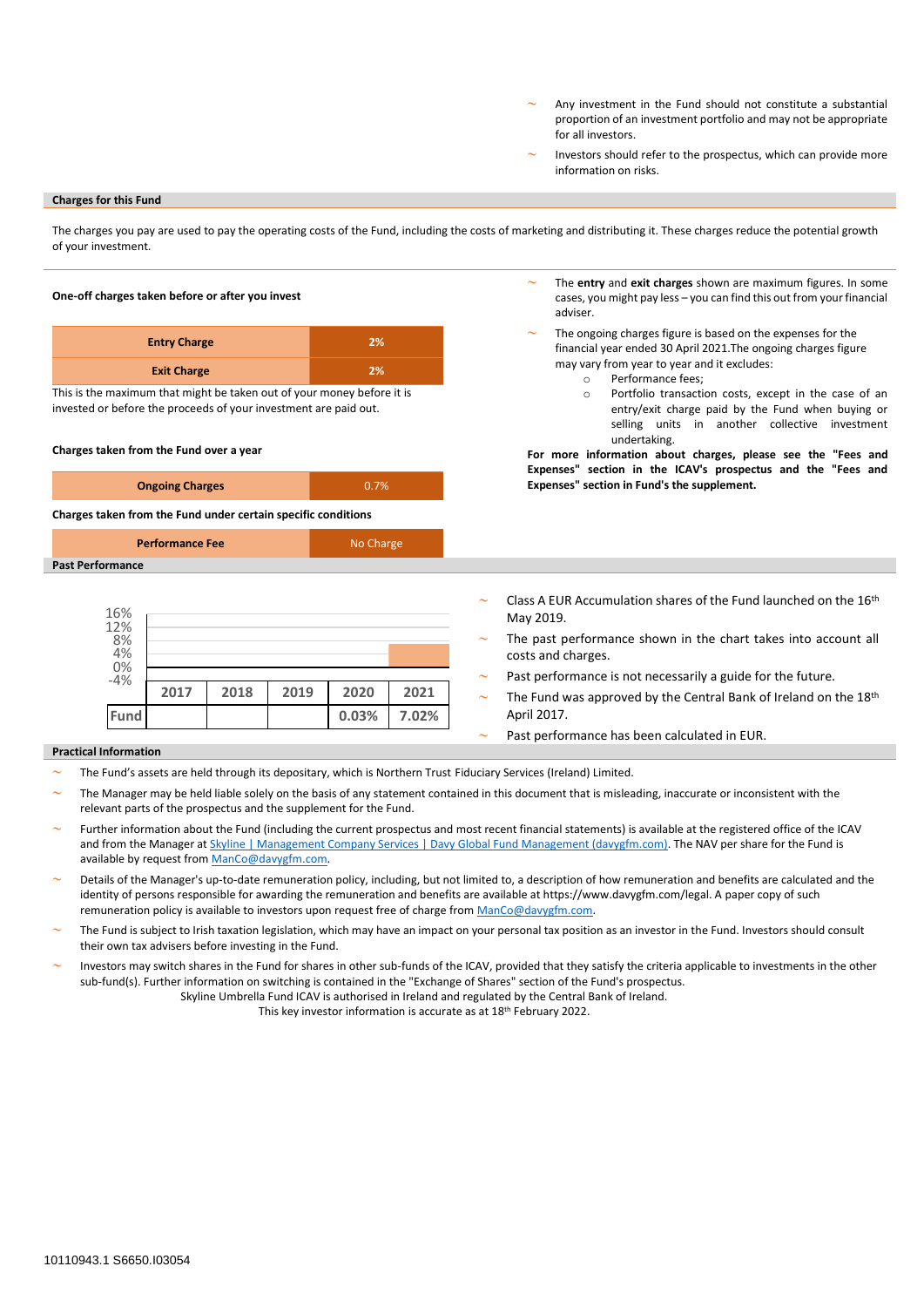- Any investment in the Fund should not constitute a substantial proportion of an investment portfolio and may not be appropriate for all investors.
- Investors should refer to the prospectus, which can provide more information on risks.

## Charges for this Fund

The charges you pay are used to pay the operating costs of the Fund, including the costs of marketing and distributing it. These charges reduce the potential growth of your investment.

**One-off charges taken before or after you invest**

| | |
|---|---|
| **Entry Charge** | **2%** |
| **Exit Charge** | **2%** |

This is the maximum that might be taken out of your money before it is invested or before the proceeds of your investment are paid out.

**Charges taken from the Fund over a year**

| | |
|---|---|
| **Ongoing Charges** | 0.7% |

**Charges taken from the Fund under certain specific conditions**

| | |
|---|---|
| **Performance Fee** | No Charge |

- The **entry** and **exit charges** shown are maximum figures. In some cases, you might pay less – you can find this out from your financial adviser.
- The ongoing charges figure is based on the expenses for the financial year ended 30 April 2021.The ongoing charges figure may vary from year to year and it excludes:
  - Performance fees;
  - Portfolio transaction costs, except in the case of an entry/exit charge paid by the Fund when buying or selling units in another collective investment undertaking.

**For more information about charges, please see the "Fees and Expenses" section in the ICAV's prospectus and the "Fees and Expenses" section in Fund's the supplement.**

## Past Performance

16%
12%
8%
4%
0%
-4%

2017 2018 2019 2020 2021

Fund 0.03% 7.02%

- Class A EUR Accumulation shares of the Fund launched on the 16th May 2019.
- The past performance shown in the chart takes into account all costs and charges.
- Past performance is not necessarily a guide for the future.
- The Fund was approved by the Central Bank of Ireland on the 18th April 2017.
- Past performance has been calculated in EUR.

## Practical Information

- The Fund's assets are held through its depositary, which is Northern Trust Fiduciary Services (Ireland) Limited.
- The Manager may be held liable solely on the basis of any statement contained in this document that is misleading, inaccurate or inconsistent with the relevant parts of the prospectus and the supplement for the Fund.
- Further information about the Fund (including the current prospectus and most recent financial statements) is available at the registered office of the ICAV and from the Manager at Skyline | Management Company Services | Davy Global Fund Management (davygfm.com). The NAV per share for the Fund is available by request from ManCo@davygfm.com.
- Details of the Manager's up-to-date remuneration policy, including, but not limited to, a description of how remuneration and benefits are calculated and the identity of persons responsible for awarding the remuneration and benefits are available at https://www.davygfm.com/legal. A paper copy of such remuneration policy is available to investors upon request free of charge from ManCo@davygfm.com.
- The Fund is subject to Irish taxation legislation, which may have an impact on your personal tax position as an investor in the Fund. Investors should consult their own tax advisers before investing in the Fund.
- Investors may switch shares in the Fund for shares in other sub-funds of the ICAV, provided that they satisfy the criteria applicable to investments in the other sub-fund(s). Further information on switching is contained in the "Exchange of Shares" section of the Fund's prospectus.

Skyline Umbrella Fund ICAV is authorised in Ireland and regulated by the Central Bank of Ireland.

This key investor information is accurate as at 18th February 2022.

10110943.1 S6650.I03054